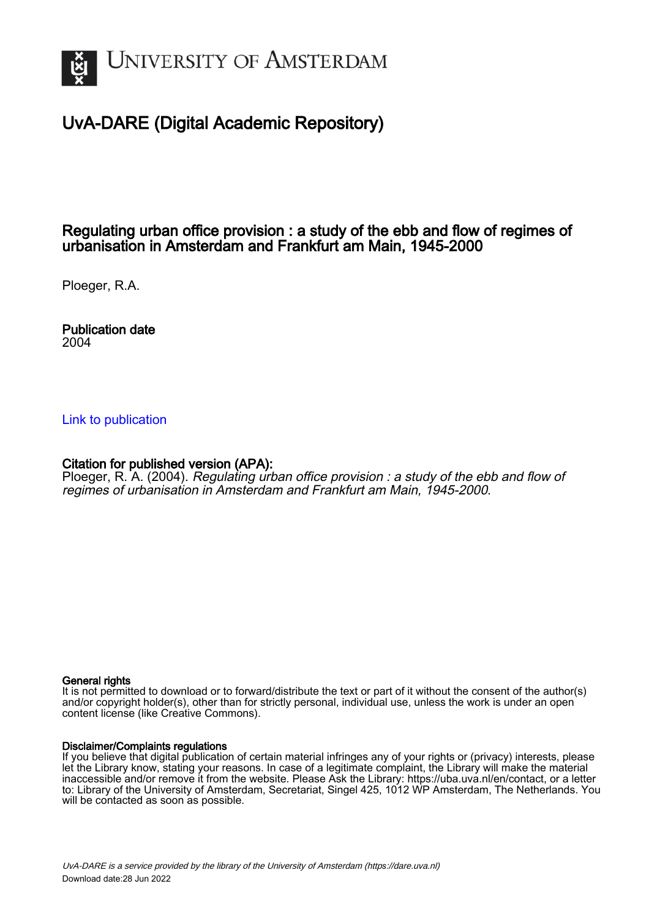# UNIVERSITY OF AMSTERDAM

## UvA-DARE (Digital Academic Repository)

### Regulating urban office provision : a study of the ebb and flow of regimes of urbanisation in Amsterdam and Frankfurt am Main, 1945-2000

Ploeger, R.A.

**Publication date**
2004

[Link to publication](#)

**Citation for published version (APA):**
Ploeger, R. A. (2004). *Regulating urban office provision : a study of the ebb and flow of regimes of urbanisation in Amsterdam and Frankfurt am Main, 1945-2000*.

**General rights**
It is not permitted to download or to forward/distribute the text or part of it without the consent of the author(s) and/or copyright holder(s), other than for strictly personal, individual use, unless the work is under an open content license (like Creative Commons).

**Disclaimer/Complaints regulations**
If you believe that digital publication of certain material infringes any of your rights or (privacy) interests, please let the Library know, stating your reasons. In case of a legitimate complaint, the Library will make the material inaccessible and/or remove it from the website. Please Ask the Library: https://uba.uva.nl/en/contact, or a letter to: Library of the University of Amsterdam, Secretariat, Singel 425, 1012 WP Amsterdam, The Netherlands. You will be contacted as soon as possible.

*UvA-DARE is a service provided by the library of the University of Amsterdam (https://dare.uva.nl)*
Download date:28 Jun 2022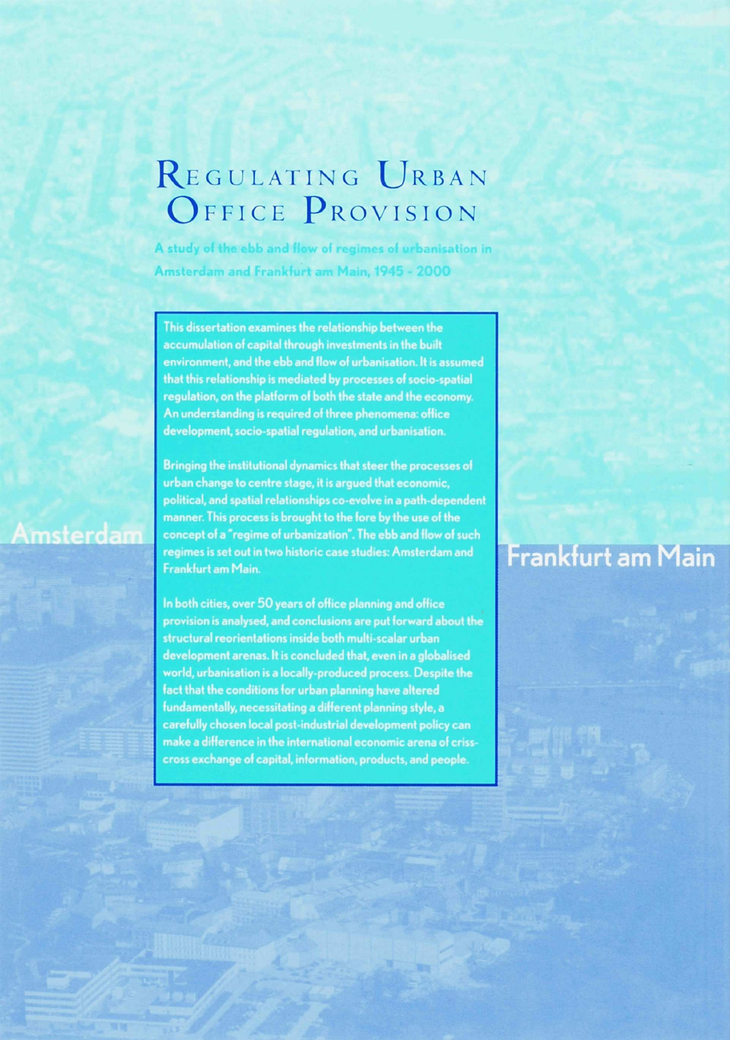# Regulating Urban Office Provision

A study of the ebb and flow of regimes of urbanisation in Amsterdam and Frankfurt am Main, 1945 - 2000

This dissertation examines the relationship between the accumulation of capital through investments in the built environment, and the ebb and flow of urbanisation. It is assumed that this relationship is mediated by processes of socio-spatial regulation, on the platform of both the state and the economy. An understanding is required of three phenomena: office development, socio-spatial regulation, and urbanisation.

Bringing the institutional dynamics that steer the processes of urban change to centre stage, it is argued that economic, political, and spatial relationships co-evolve in a path-dependent manner. This process is brought to the fore by the use of the concept of a "regime of urbanization". The ebb and flow of such regimes is set out in two historic case studies: Amsterdam and Frankfurt am Main.

In both cities, over 50 years of office planning and office provision is analysed, and conclusions are put forward about the structural reorientations inside both multi-scalar urban development arenas. It is concluded that, even in a globalised world, urbanisation is a locally-produced process. Despite the fact that the conditions for urban planning have altered fundamentally, necessitating a different planning style, a carefully chosen local post-industrial development policy can make a difference in the international economic arena of criss-cross exchange of capital, information, products, and people.

Amsterdam

Frankfurt am Main